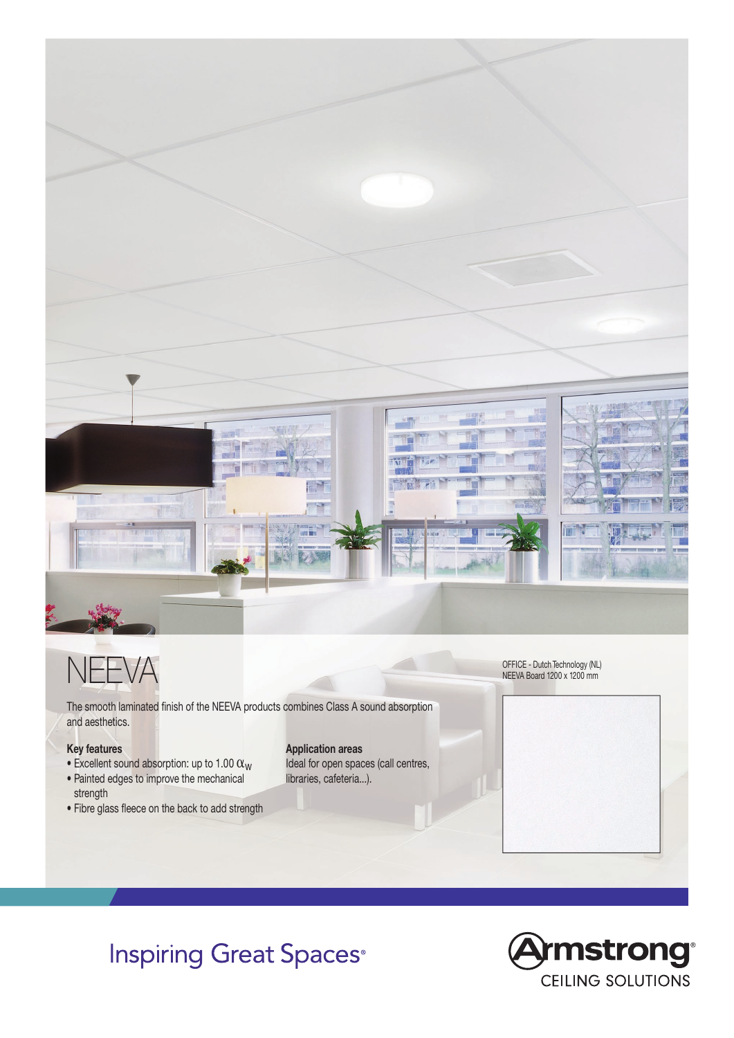# NEEVA

OFFICE - Dutch Technology (NL)
NEEVA Board 1200 x 1200 mm

The smooth laminated finish of the NEEVA products combines Class A sound absorption and aesthetics.

**Key features**

- Excellent sound absorption: up to 1.00 $\alpha_w$
- Painted edges to improve the mechanical strength
- Fibre glass fleece on the back to add strength

**Application areas**

Ideal for open spaces (call centres, libraries, cafeteria...).

Inspiring Great Spaces®

Armstrong® CEILING SOLUTIONS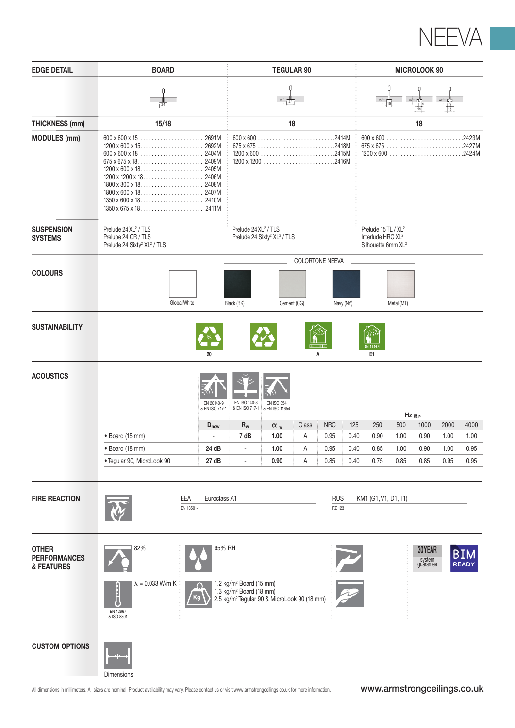# NEEVA

| EDGE DETAIL | BOARD | TEGULAR 90 | MICROLOOK 90 |
|---|---|---|---|
| THICKNESS (mm) | 15/18 | 18 | 18 |
| MODULES (mm) | 600 x 600 x 15 ...... 2691M<br>1200 x 600 x 15...... 2692M<br>600 x 600 x 18 ...... 2404M<br>675 x 675 x 18...... 2409M<br>1200 x 600 x 18...... 2405M<br>1200 x 1200 x 18...... 2406M<br>1800 x 300 x 18...... 2408M<br>1800 x 600 x 18...... 2407M<br>1350 x 600 x 18...... 2410M<br>1350 x 675 x 18...... 2411M | 600 x 600 ...... 2414M<br>675 x 675 ...... 2418M<br>1200 x 600 ...... 2415M<br>1200 x 1200 ...... 2416M | 600 x 600 ...... 2423M<br>675 x 675 ...... 2427M<br>1200 x 600 ...... 2424M |
| SUSPENSION SYSTEMS | Prelude 24 XL² / TLS<br>Prelude 24 CR / TLS<br>Prelude 24 Sixty² XL² / TLS | Prelude 24 XL² / TLS<br>Prelude 24 Sixty² XL² / TLS | Prelude 15 TL / XL²<br>Interlude HRC XL²<br>Silhouette 6mm XL² |

## COLOURS

Global White

COLORTONE NEEVA: Black (BK), Cement (CG), Navy (NY), Metal (MT)

## SUSTAINABILITY

20

A

EN 13964
E1

## ACOUSTICS

| | $D_{ncw}$<br>EN 20140-9 & EN ISO 717-1 | $R_w$<br>EN ISO 140-3 & EN ISO 717-1 | $\alpha_w$<br>EN ISO 354 & EN ISO 11654 | Class | NRC | Hz $\alpha_p$ 125 | 250 | 500 | 1000 | 2000 | 4000 |
|---|---|---|---|---|---|---|---|---|---|---|---|
| • Board (15 mm) | - | 7 dB | 1.00 | A | 0.95 | 0.40 | 0.90 | 1.00 | 0.90 | 1.00 | 1.00 |
| • Board (18 mm) | 24 dB | - | 1.00 | A | 0.95 | 0.40 | 0.85 | 1.00 | 0.90 | 1.00 | 0.95 |
| • Tegular 90, MicroLook 90 | 27 dB | - | 0.90 | A | 0.85 | 0.40 | 0.75 | 0.85 | 0.85 | 0.95 | 0.95 |

## FIRE REACTION

EEA Euroclass A1
EN 13501-1

RUS KM1 (G1, V1, D1, T1)
FZ 123

## OTHER PERFORMANCES & FEATURES

82%

$\lambda$ = 0.033 W/m K
EN 12667 & ISO 8301

95% RH

1.2 kg/m² Board (15 mm)
1.3 kg/m² Board (18 mm)
2.5 kg/m² Tegular 90 & MicroLook 90 (18 mm)

30 YEAR system guarantee

BIM READY

## CUSTOM OPTIONS

Dimensions

All dimensions in millimeters. All sizes are nominal. Product availability may vary. Please contact us or visit www.armstrongceilings.co.uk for more information.

www.armstrongceilings.co.uk